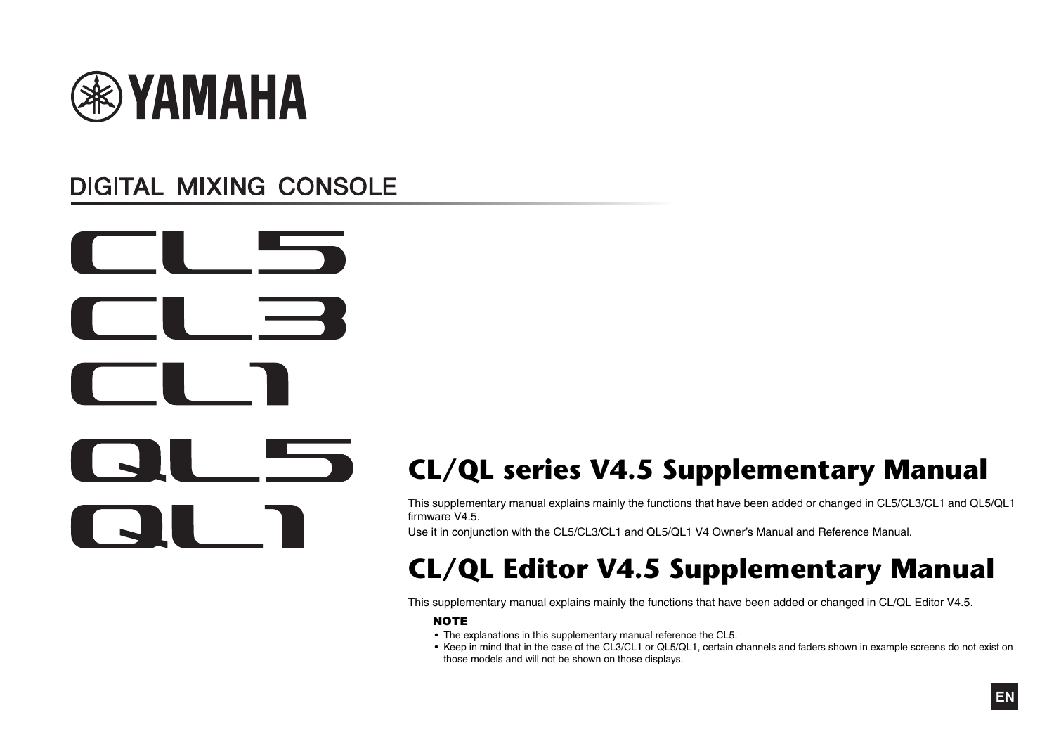YAMAHA

DIGITAL MIXING CONSOLE

CL5
CL3
CL1
QL5
QL1

# CL/QL series V4.5 Supplementary Manual

This supplementary manual explains mainly the functions that have been added or changed in CL5/CL3/CL1 and QL5/QL1 firmware V4.5.

Use it in conjunction with the CL5/CL3/CL1 and QL5/QL1 V4 Owner's Manual and Reference Manual.

# CL/QL Editor V4.5 Supplementary Manual

This supplementary manual explains mainly the functions that have been added or changed in CL/QL Editor V4.5.

**NOTE**

- The explanations in this supplementary manual reference the CL5.
- Keep in mind that in the case of the CL3/CL1 or QL5/QL1, certain channels and faders shown in example screens do not exist on those models and will not be shown on those displays.

EN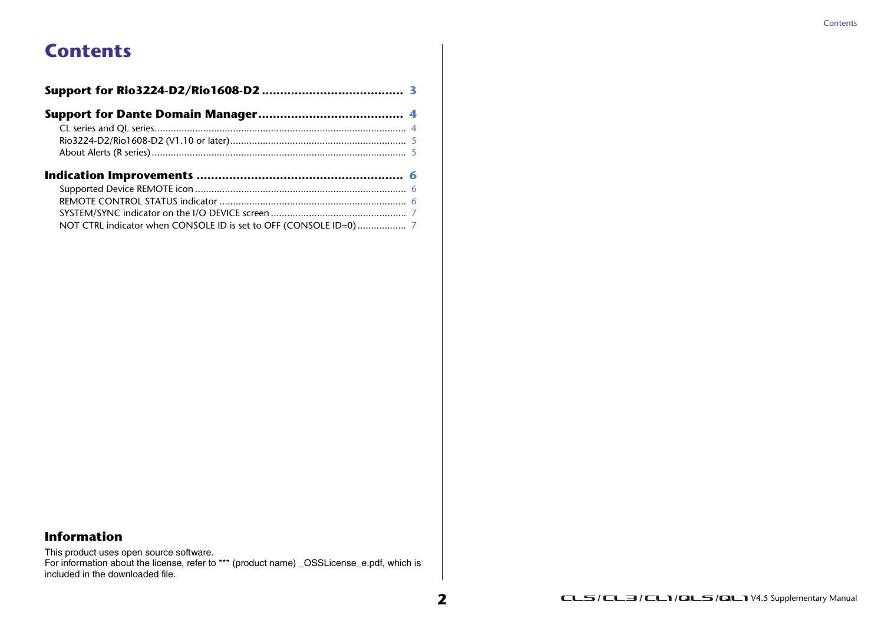# Contents

**Support for Rio3224-D2/Rio1608-D2 ...................................... 3**

**Support for Dante Domain Manager....................................... 4**

- CL series and QL series............................................................................................ 4
- Rio3224-D2/Rio1608-D2 (V1.10 or later)................................................................ 5
- About Alerts (R series)............................................................................................. 5

**Indication Improvements ........................................................ 6**

- Supported Device REMOTE icon ............................................................................ 6
- REMOTE CONTROL STATUS indicator .................................................................... 6
- SYSTEM/SYNC indicator on the I/O DEVICE screen ................................................. 7
- NOT CTRL indicator when CONSOLE ID is set to OFF (CONSOLE ID=0) .................. 7

## Information

This product uses open source software.
For information about the license, refer to *** (product name) _OSSLicense_e.pdf, which is included in the downloaded file.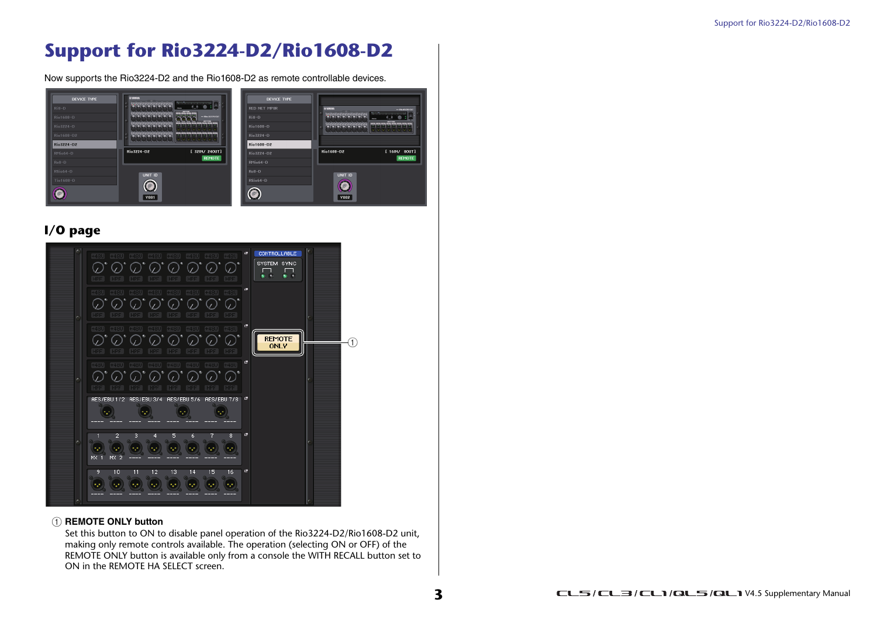# Support for Rio3224-D2/Rio1608-D2

Now supports the Rio3224-D2 and the Rio1608-D2 as remote controllable devices.

## I/O page

① **REMOTE ONLY button**

Set this button to ON to disable panel operation of the Rio3224-D2/Rio1608-D2 unit, making only remote controls available. The operation (selecting ON or OFF) of the REMOTE ONLY button is available only from a console the WITH RECALL button set to ON in the REMOTE HA SELECT screen.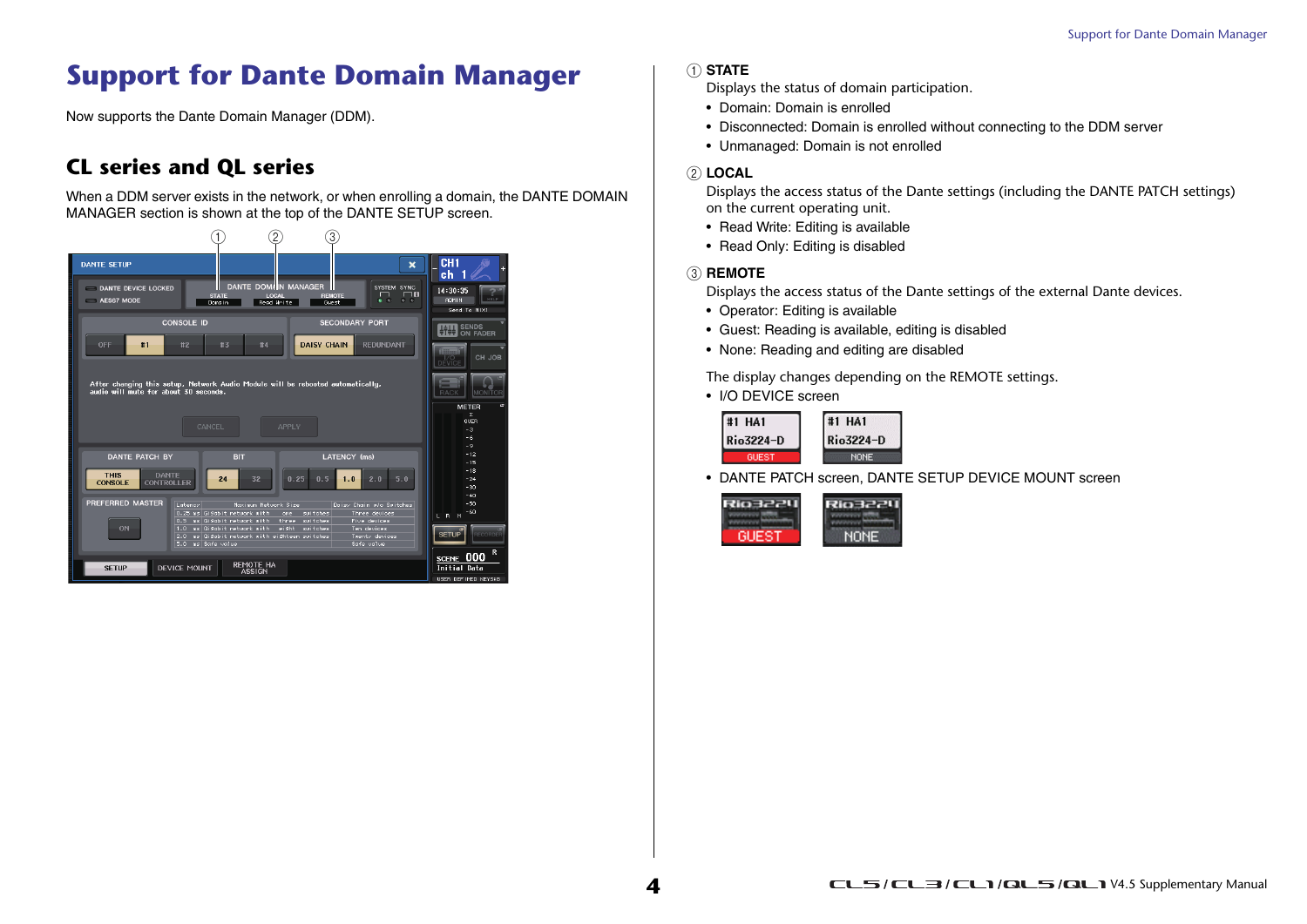# Support for Dante Domain Manager

Now supports the Dante Domain Manager (DDM).

## CL series and QL series

When a DDM server exists in the network, or when enrolling a domain, the DANTE DOMAIN MANAGER section is shown at the top of the DANTE SETUP screen.

① **STATE**

Displays the status of domain participation.

- Domain: Domain is enrolled
- Disconnected: Domain is enrolled without connecting to the DDM server
- Unmanaged: Domain is not enrolled

② **LOCAL**

Displays the access status of the Dante settings (including the DANTE PATCH settings) on the current operating unit.

- Read Write: Editing is available
- Read Only: Editing is disabled

③ **REMOTE**

Displays the access status of the Dante settings of the external Dante devices.

- Operator: Editing is available
- Guest: Reading is available, editing is disabled
- None: Reading and editing are disabled

The display changes depending on the REMOTE settings.

- I/O DEVICE screen
- DANTE PATCH screen, DANTE SETUP DEVICE MOUNT screen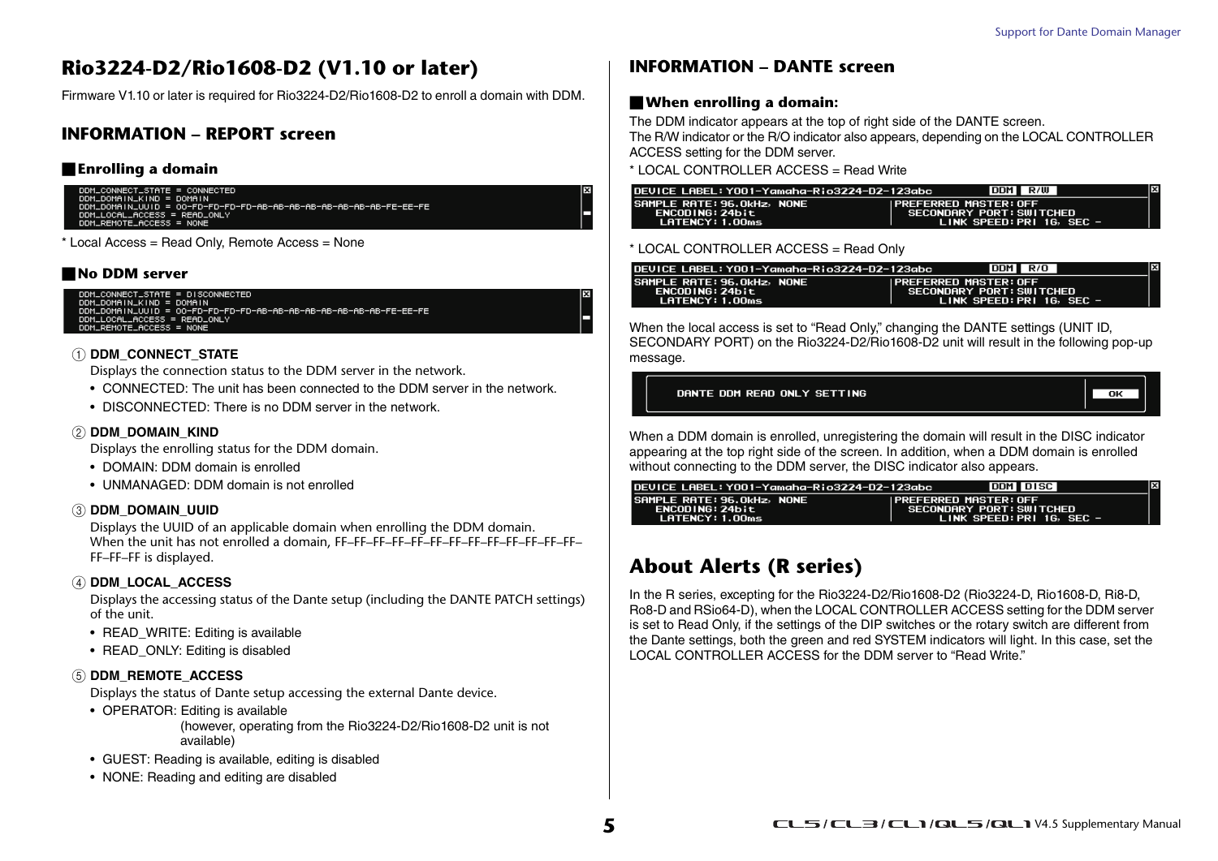# Rio3224-D2/Rio1608-D2 (V1.10 or later)

Firmware V1.10 or later is required for Rio3224-D2/Rio1608-D2 to enroll a domain with DDM.

## INFORMATION – REPORT screen

### Enrolling a domain

```
DDM_CONNECT_STATE = CONNECTED
DDM_DOMAIN_KIND = DOMAIN
DDM_DOMAIN_UUID = 00-FD-FD-FD-FD-AB-AB-AB-AB-AB-AB-AB-AB-FE-EE-FE
DDM_LOCAL_ACCESS = READ_ONLY
DDM_REMOTE_ACCESS = NONE
```

* Local Access = Read Only, Remote Access = None

### No DDM server

```
DDM_CONNECT_STATE = DISCONNECTED
DDM_DOMAIN_KIND = DOMAIN
DDM_DOMAIN_UUID = 00-FD-FD-FD-FD-AB-AB-AB-AB-AB-AB-AB-AB-FE-EE-FE
DDM_LOCAL_ACCESS = READ_ONLY
DDM_REMOTE_ACCESS = NONE
```

① **DDM_CONNECT_STATE**
Displays the connection status to the DDM server in the network.
- CONNECTED: The unit has been connected to the DDM server in the network.
- DISCONNECTED: There is no DDM server in the network.

② **DDM_DOMAIN_KIND**
Displays the enrolling status for the DDM domain.
- DOMAIN: DDM domain is enrolled
- UNMANAGED: DDM domain is not enrolled

③ **DDM_DOMAIN_UUID**
Displays the UUID of an applicable domain when enrolling the DDM domain.
When the unit has not enrolled a domain, FF–FF–FF–FF–FF–FF–FF–FF–FF–FF–FF–FF–FF–FF–FF–FF is displayed.

④ **DDM_LOCAL_ACCESS**
Displays the accessing status of the Dante setup (including the DANTE PATCH settings) of the unit.
- READ_WRITE: Editing is available
- READ_ONLY: Editing is disabled

⑤ **DDM_REMOTE_ACCESS**
Displays the status of Dante setup accessing the external Dante device.
- OPERATOR: Editing is available
  (however, operating from the Rio3224-D2/Rio1608-D2 unit is not available)
- GUEST: Reading is available, editing is disabled
- NONE: Reading and editing are disabled

## INFORMATION – DANTE screen

### When enrolling a domain:

The DDM indicator appears at the top of right side of the DANTE screen.
The R/W indicator or the R/O indicator also appears, depending on the LOCAL CONTROLLER ACCESS setting for the DDM server.

* LOCAL CONTROLLER ACCESS = Read Write

```
DEVICE LABEL:Y001-Yamaha-Rio3224-D2-123abc          DDM R/W
SAMPLE RATE:96.0kHz, NONE          PREFERRED MASTER:OFF
   ENCODING:24bit                    SECONDARY PORT:SWITCHED
    LATENCY:1.00ms                       LINK SPEED:PRI 1G, SEC -
```

* LOCAL CONTROLLER ACCESS = Read Only

```
DEVICE LABEL:Y001-Yamaha-Rio3224-D2-123abc          DDM R/O
SAMPLE RATE:96.0kHz, NONE          PREFERRED MASTER:OFF
   ENCODING:24bit                    SECONDARY PORT:SWITCHED
    LATENCY:1.00ms                       LINK SPEED:PRI 1G, SEC -
```

When the local access is set to "Read Only," changing the DANTE settings (UNIT ID, SECONDARY PORT) on the Rio3224-D2/Rio1608-D2 unit will result in the following pop-up message.

```
DANTE DDM READ ONLY SETTING                              OK
```

When a DDM domain is enrolled, unregistering the domain will result in the DISC indicator appearing at the top right side of the screen. In addition, when a DDM domain is enrolled without connecting to the DDM server, the DISC indicator also appears.

```
DEVICE LABEL:Y001-Yamaha-Rio3224-D2-123abc          DDM DISC
SAMPLE RATE:96.0kHz, NONE          PREFERRED MASTER:OFF
   ENCODING:24bit                    SECONDARY PORT:SWITCHED
    LATENCY:1.00ms                       LINK SPEED:PRI 1G, SEC -
```

# About Alerts (R series)

In the R series, excepting for the Rio3224-D2/Rio1608-D2 (Rio3224-D, Rio1608-D, Ri8-D, Ro8-D and RSio64-D), when the LOCAL CONTROLLER ACCESS setting for the DDM server is set to Read Only, if the settings of the DIP switches or the rotary switch are different from the Dante settings, both the green and red SYSTEM indicators will light. In this case, set the LOCAL CONTROLLER ACCESS for the DDM server to "Read Write."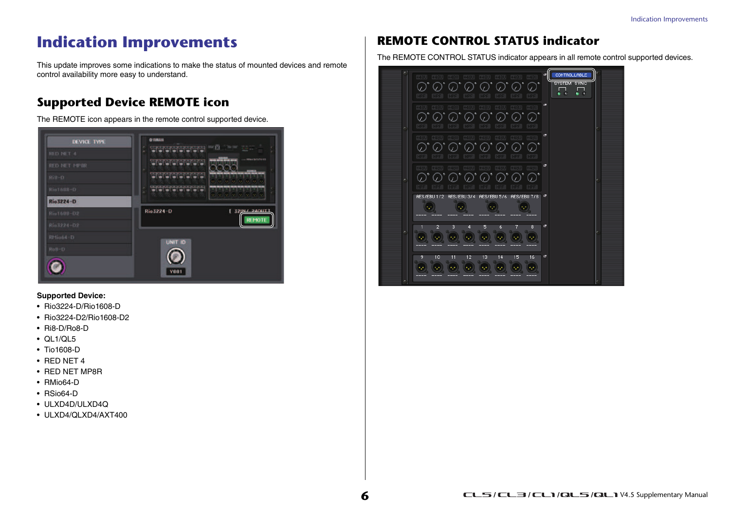# Indication Improvements

This update improves some indications to make the status of mounted devices and remote control availability more easy to understand.

## Supported Device REMOTE icon

The REMOTE icon appears in the remote control supported device.

**Supported Device:**

- Rio3224-D/Rio1608-D
- Rio3224-D2/Rio1608-D2
- Ri8-D/Ro8-D
- QL1/QL5
- Tio1608-D
- RED NET 4
- RED NET MP8R
- RMio64-D
- RSio64-D
- ULXD4D/ULXD4Q
- ULXD4/QLXD4/AXT400

## REMOTE CONTROL STATUS indicator

The REMOTE CONTROL STATUS indicator appears in all remote control supported devices.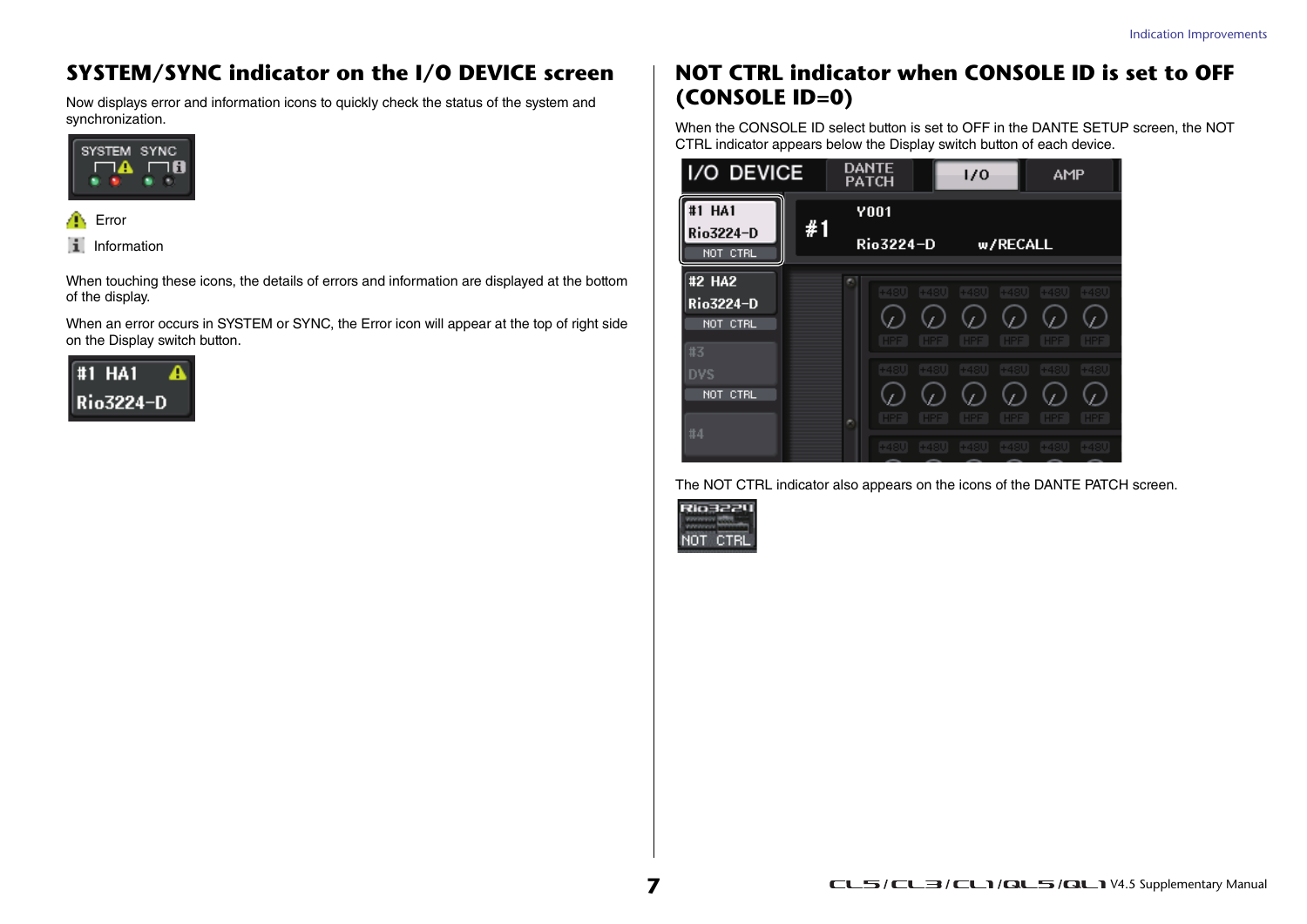## SYSTEM/SYNC indicator on the I/O DEVICE screen

Now displays error and information icons to quickly check the status of the system and synchronization.

Error

Information

When touching these icons, the details of errors and information are displayed at the bottom of the display.

When an error occurs in SYSTEM or SYNC, the Error icon will appear at the top of right side on the Display switch button.

## NOT CTRL indicator when CONSOLE ID is set to OFF (CONSOLE ID=0)

When the CONSOLE ID select button is set to OFF in the DANTE SETUP screen, the NOT CTRL indicator appears below the Display switch button of each device.

The NOT CTRL indicator also appears on the icons of the DANTE PATCH screen.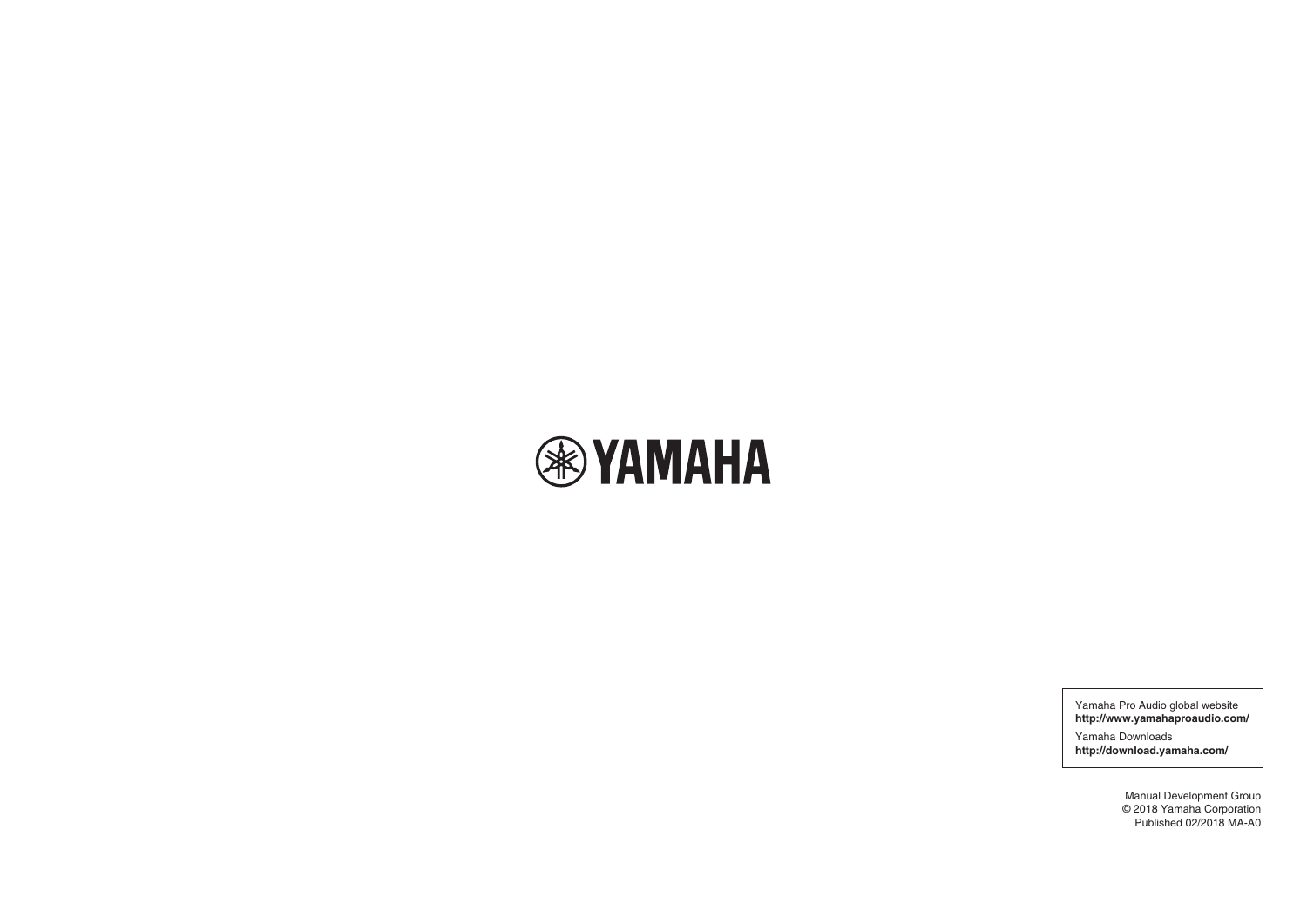YAMAHA

Yamaha Pro Audio global website
**http://www.yamahaproaudio.com/**

Yamaha Downloads
**http://download.yamaha.com/**

Manual Development Group
© 2018 Yamaha Corporation
Published 02/2018 MA-A0